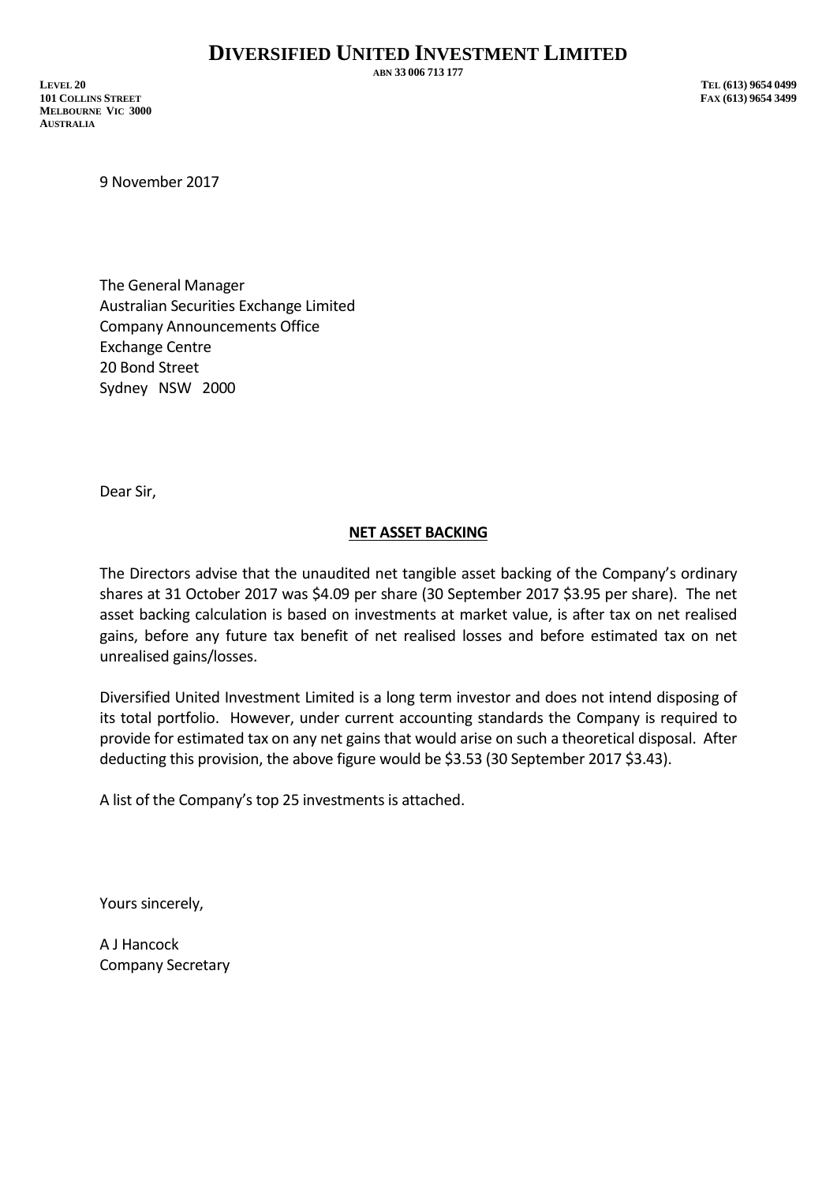# DIVERSIFIED UNITED INVESTMENT LIMITED

ABN 33 006 713 177

LEVEL 20
101 COLLINS STREET
MELBOURNE VIC 3000
AUSTRALIA

TEL (613) 9654 0499
FAX (613) 9654 3499

9 November 2017

The General Manager
Australian Securities Exchange Limited
Company Announcements Office
Exchange Centre
20 Bond Street
Sydney NSW 2000

Dear Sir,

**NET ASSET BACKING**

The Directors advise that the unaudited net tangible asset backing of the Company's ordinary shares at 31 October 2017 was $4.09 per share (30 September 2017 $3.95 per share). The net asset backing calculation is based on investments at market value, is after tax on net realised gains, before any future tax benefit of net realised losses and before estimated tax on net unrealised gains/losses.

Diversified United Investment Limited is a long term investor and does not intend disposing of its total portfolio. However, under current accounting standards the Company is required to provide for estimated tax on any net gains that would arise on such a theoretical disposal. After deducting this provision, the above figure would be $3.53 (30 September 2017 $3.43).

A list of the Company's top 25 investments is attached.

Yours sincerely,

A J Hancock
Company Secretary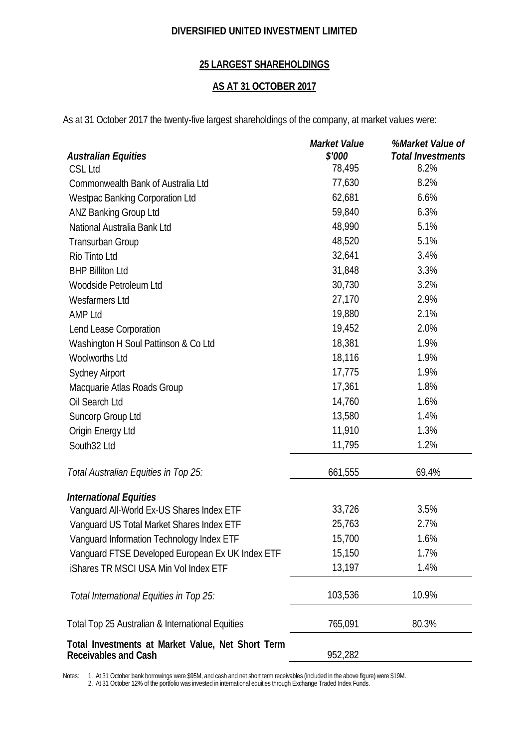**DIVERSIFIED UNITED INVESTMENT LIMITED**

**25 LARGEST SHAREHOLDINGS**

**AS AT 31 OCTOBER 2017**

As at 31 October 2017 the twenty-five largest shareholdings of the company, at market values were:

| | *Market Value $'000* | *%Market Value of Total Investments* |
|---|---|---|
| ***Australian Equities*** | | |
| CSL Ltd | 78,495 | 8.2% |
| Commonwealth Bank of Australia Ltd | 77,630 | 8.2% |
| Westpac Banking Corporation Ltd | 62,681 | 6.6% |
| ANZ Banking Group Ltd | 59,840 | 6.3% |
| National Australia Bank Ltd | 48,990 | 5.1% |
| Transurban Group | 48,520 | 5.1% |
| Rio Tinto Ltd | 32,641 | 3.4% |
| BHP Billiton Ltd | 31,848 | 3.3% |
| Woodside Petroleum Ltd | 30,730 | 3.2% |
| Wesfarmers Ltd | 27,170 | 2.9% |
| AMP Ltd | 19,880 | 2.1% |
| Lend Lease Corporation | 19,452 | 2.0% |
| Washington H Soul Pattinson & Co Ltd | 18,381 | 1.9% |
| Woolworths Ltd | 18,116 | 1.9% |
| Sydney Airport | 17,775 | 1.9% |
| Macquarie Atlas Roads Group | 17,361 | 1.8% |
| Oil Search Ltd | 14,760 | 1.6% |
| Suncorp Group Ltd | 13,580 | 1.4% |
| Origin Energy Ltd | 11,910 | 1.3% |
| South32 Ltd | 11,795 | 1.2% |
| *Total Australian Equities in Top 25:* | 661,555 | 69.4% |
| ***International Equities*** | | |
| Vanguard All-World Ex-US Shares Index ETF | 33,726 | 3.5% |
| Vanguard US Total Market Shares Index ETF | 25,763 | 2.7% |
| Vanguard Information Technology Index ETF | 15,700 | 1.6% |
| Vanguard FTSE Developed European Ex UK Index ETF | 15,150 | 1.7% |
| iShares TR MSCI USA Min Vol Index ETF | 13,197 | 1.4% |
| *Total International Equities in Top 25:* | 103,536 | 10.9% |
| Total Top 25 Australian & International Equities | 765,091 | 80.3% |
| **Total Investments at Market Value, Net Short Term Receivables and Cash** | 952,282 | |

Notes: 1. At 31 October bank borrowings were $95M, and cash and net short term receivables (included in the above figure) were $19M.
2. At 31 October 12% of the portfolio was invested in international equities through Exchange Traded Index Funds.